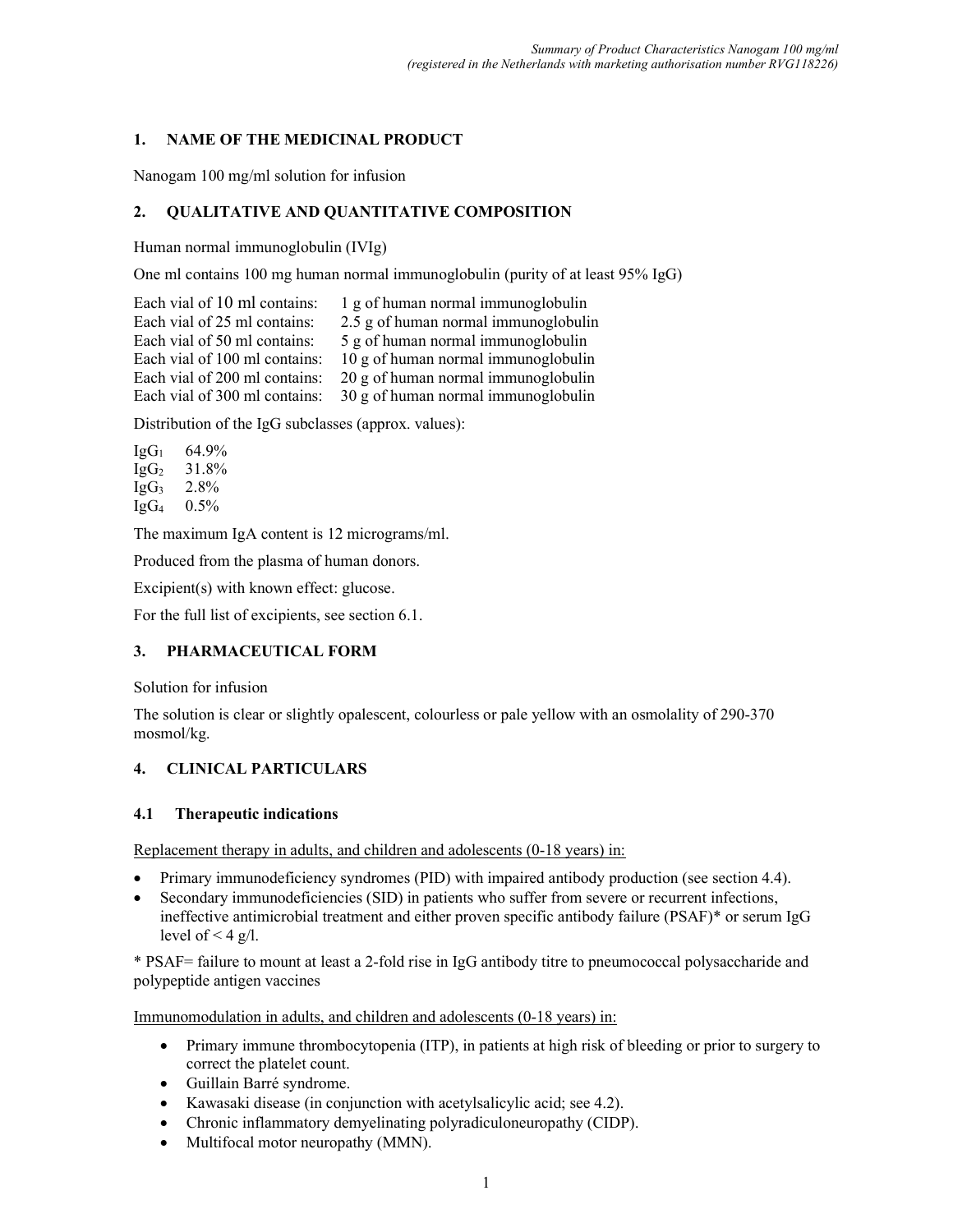## 1. NAME OF THE MEDICINAL PRODUCT

Nanogam 100 mg/ml solution for infusion

## 2. QUALITATIVE AND QUANTITATIVE COMPOSITION

Human normal immunoglobulin (IVIg)

One ml contains 100 mg human normal immunoglobulin (purity of at least 95% IgG)

| | |
|---|---|
| Each vial of 10 ml contains: | 1 g of human normal immunoglobulin |
| Each vial of 25 ml contains: | 2.5 g of human normal immunoglobulin |
| Each vial of 50 ml contains: | 5 g of human normal immunoglobulin |
| Each vial of 100 ml contains: | 10 g of human normal immunoglobulin |
| Each vial of 200 ml contains: | 20 g of human normal immunoglobulin |
| Each vial of 300 ml contains: | 30 g of human normal immunoglobulin |

Distribution of the IgG subclasses (approx. values):

| | |
|---|---|
| $IgG_1$ | 64.9% |
| $IgG_2$ | 31.8% |
| $IgG_3$ | 2.8% |
| $IgG_4$ | 0.5% |

The maximum IgA content is 12 micrograms/ml.

Produced from the plasma of human donors.

Excipient(s) with known effect: glucose.

For the full list of excipients, see section 6.1.

## 3. PHARMACEUTICAL FORM

Solution for infusion

The solution is clear or slightly opalescent, colourless or pale yellow with an osmolality of 290-370 mosmol/kg.

## 4. CLINICAL PARTICULARS

### 4.1 Therapeutic indications

Replacement therapy in adults, and children and adolescents (0-18 years) in:

- Primary immunodeficiency syndromes (PID) with impaired antibody production (see section 4.4).
- Secondary immunodeficiencies (SID) in patients who suffer from severe or recurrent infections, ineffective antimicrobial treatment and either proven specific antibody failure (PSAF)* or serum IgG level of < 4 g/l.

* PSAF= failure to mount at least a 2-fold rise in IgG antibody titre to pneumococcal polysaccharide and polypeptide antigen vaccines

Immunomodulation in adults, and children and adolescents (0-18 years) in:

- Primary immune thrombocytopenia (ITP), in patients at high risk of bleeding or prior to surgery to correct the platelet count.
- Guillain Barré syndrome.
- Kawasaki disease (in conjunction with acetylsalicylic acid; see 4.2).
- Chronic inflammatory demyelinating polyradiculoneuropathy (CIDP).
- Multifocal motor neuropathy (MMN).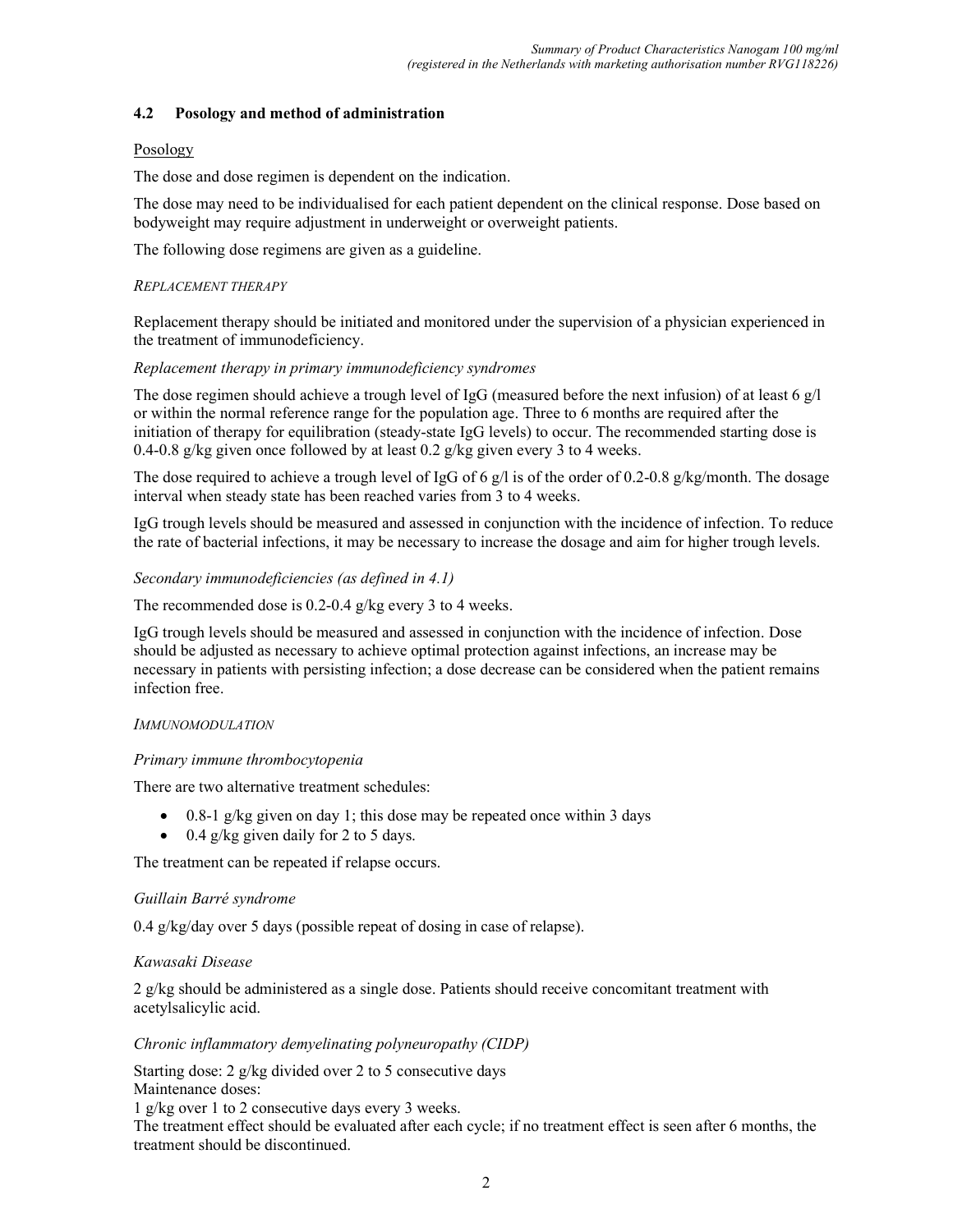### 4.2 Posology and method of administration

Posology

The dose and dose regimen is dependent on the indication.

The dose may need to be individualised for each patient dependent on the clinical response. Dose based on bodyweight may require adjustment in underweight or overweight patients.

The following dose regimens are given as a guideline.

*REPLACEMENT THERAPY*

Replacement therapy should be initiated and monitored under the supervision of a physician experienced in the treatment of immunodeficiency.

*Replacement therapy in primary immunodeficiency syndromes*

The dose regimen should achieve a trough level of IgG (measured before the next infusion) of at least 6 g/l or within the normal reference range for the population age. Three to 6 months are required after the initiation of therapy for equilibration (steady-state IgG levels) to occur. The recommended starting dose is 0.4-0.8 g/kg given once followed by at least 0.2 g/kg given every 3 to 4 weeks.

The dose required to achieve a trough level of IgG of 6 g/l is of the order of 0.2-0.8 g/kg/month. The dosage interval when steady state has been reached varies from 3 to 4 weeks.

IgG trough levels should be measured and assessed in conjunction with the incidence of infection. To reduce the rate of bacterial infections, it may be necessary to increase the dosage and aim for higher trough levels.

*Secondary immunodeficiencies (as defined in 4.1)*

The recommended dose is 0.2-0.4 g/kg every 3 to 4 weeks.

IgG trough levels should be measured and assessed in conjunction with the incidence of infection. Dose should be adjusted as necessary to achieve optimal protection against infections, an increase may be necessary in patients with persisting infection; a dose decrease can be considered when the patient remains infection free.

*IMMUNOMODULATION*

*Primary immune thrombocytopenia*

There are two alternative treatment schedules:

- 0.8-1 g/kg given on day 1; this dose may be repeated once within 3 days
- 0.4 g/kg given daily for 2 to 5 days.

The treatment can be repeated if relapse occurs.

*Guillain Barré syndrome*

0.4 g/kg/day over 5 days (possible repeat of dosing in case of relapse).

*Kawasaki Disease*

2 g/kg should be administered as a single dose. Patients should receive concomitant treatment with acetylsalicylic acid.

*Chronic inflammatory demyelinating polyneuropathy (CIDP)*

Starting dose: 2 g/kg divided over 2 to 5 consecutive days
Maintenance doses:
1 g/kg over 1 to 2 consecutive days every 3 weeks.
The treatment effect should be evaluated after each cycle; if no treatment effect is seen after 6 months, the treatment should be discontinued.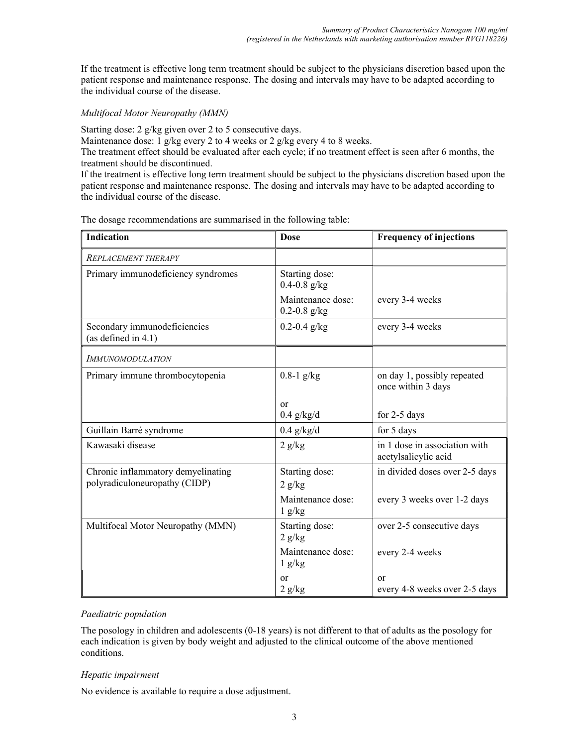If the treatment is effective long term treatment should be subject to the physicians discretion based upon the patient response and maintenance response. The dosing and intervals may have to be adapted according to the individual course of the disease.

*Multifocal Motor Neuropathy (MMN)*

Starting dose: 2 g/kg given over 2 to 5 consecutive days.
Maintenance dose: 1 g/kg every 2 to 4 weeks or 2 g/kg every 4 to 8 weeks.
The treatment effect should be evaluated after each cycle; if no treatment effect is seen after 6 months, the treatment should be discontinued.
If the treatment is effective long term treatment should be subject to the physicians discretion based upon the patient response and maintenance response. The dosing and intervals may have to be adapted according to the individual course of the disease.

The dosage recommendations are summarised in the following table:

| **Indication** | **Dose** | **Frequency of injections** |
|---|---|---|
| *REPLACEMENT THERAPY* | | |
| Primary immunodeficiency syndromes | Starting dose: 0.4-0.8 g/kg | |
| | Maintenance dose: 0.2-0.8 g/kg | every 3-4 weeks |
| Secondary immunodeficiencies (as defined in 4.1) | 0.2-0.4 g/kg | every 3-4 weeks |
| *IMMUNOMODULATION* | | |
| Primary immune thrombocytopenia | 0.8-1 g/kg | on day 1, possibly repeated once within 3 days |
| | or 0.4 g/kg/d | for 2-5 days |
| Guillain Barré syndrome | 0.4 g/kg/d | for 5 days |
| Kawasaki disease | 2 g/kg | in 1 dose in association with acetylsalicylic acid |
| Chronic inflammatory demyelinating polyradiculoneuropathy (CIDP) | Starting dose: 2 g/kg | in divided doses over 2-5 days |
| | Maintenance dose: 1 g/kg | every 3 weeks over 1-2 days |
| Multifocal Motor Neuropathy (MMN) | Starting dose: 2 g/kg | over 2-5 consecutive days |
| | Maintenance dose: 1 g/kg | every 2-4 weeks |
| | or 2 g/kg | or every 4-8 weeks over 2-5 days |

*Paediatric population*

The posology in children and adolescents (0-18 years) is not different to that of adults as the posology for each indication is given by body weight and adjusted to the clinical outcome of the above mentioned conditions.

*Hepatic impairment*

No evidence is available to require a dose adjustment.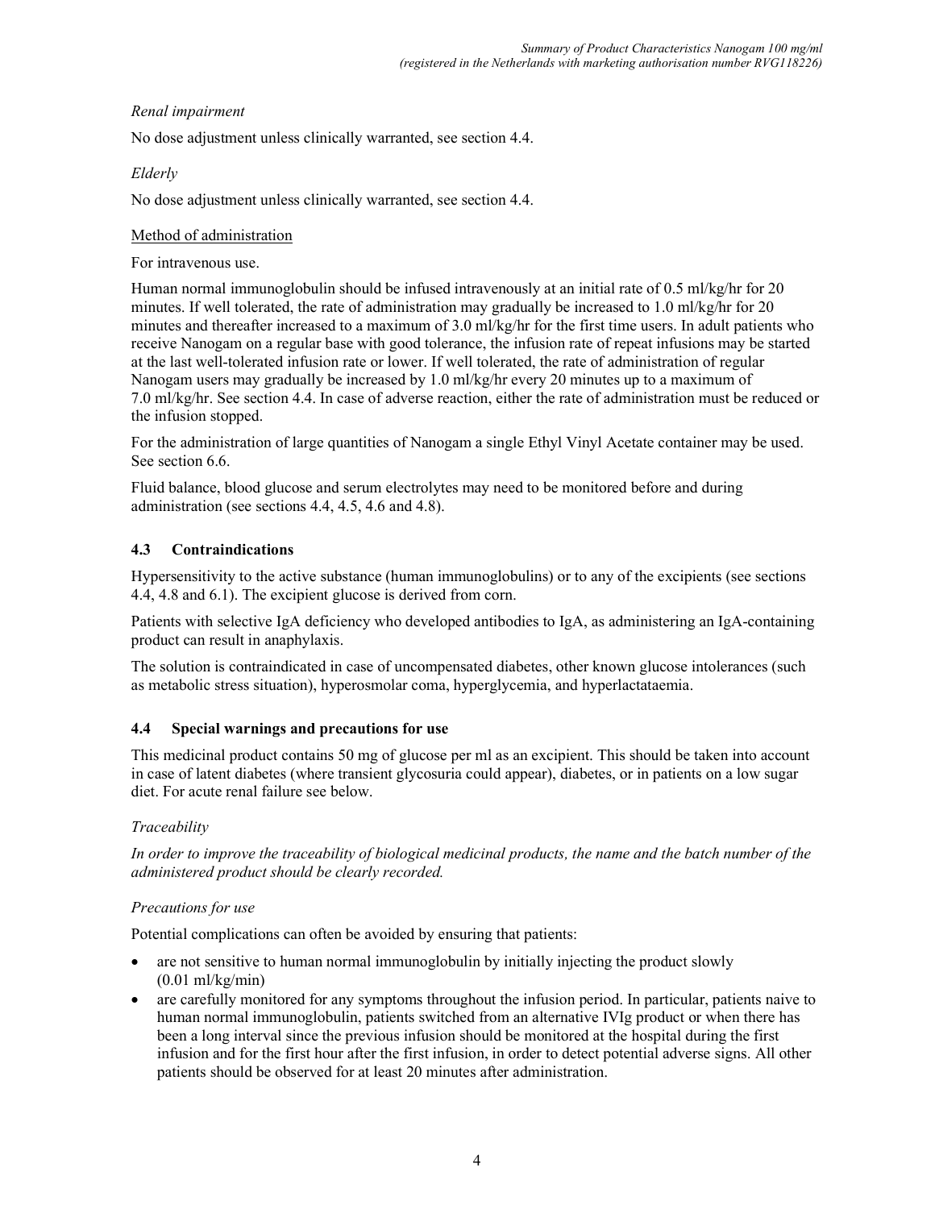*Renal impairment*

No dose adjustment unless clinically warranted, see section 4.4.

*Elderly*

No dose adjustment unless clinically warranted, see section 4.4.

Method of administration

For intravenous use.

Human normal immunoglobulin should be infused intravenously at an initial rate of 0.5 ml/kg/hr for 20 minutes. If well tolerated, the rate of administration may gradually be increased to 1.0 ml/kg/hr for 20 minutes and thereafter increased to a maximum of 3.0 ml/kg/hr for the first time users. In adult patients who receive Nanogam on a regular base with good tolerance, the infusion rate of repeat infusions may be started at the last well-tolerated infusion rate or lower. If well tolerated, the rate of administration of regular Nanogam users may gradually be increased by 1.0 ml/kg/hr every 20 minutes up to a maximum of 7.0 ml/kg/hr. See section 4.4. In case of adverse reaction, either the rate of administration must be reduced or the infusion stopped.

For the administration of large quantities of Nanogam a single Ethyl Vinyl Acetate container may be used. See section 6.6.

Fluid balance, blood glucose and serum electrolytes may need to be monitored before and during administration (see sections 4.4, 4.5, 4.6 and 4.8).

## 4.3 Contraindications

Hypersensitivity to the active substance (human immunoglobulins) or to any of the excipients (see sections 4.4, 4.8 and 6.1). The excipient glucose is derived from corn.

Patients with selective IgA deficiency who developed antibodies to IgA, as administering an IgA-containing product can result in anaphylaxis.

The solution is contraindicated in case of uncompensated diabetes, other known glucose intolerances (such as metabolic stress situation), hyperosmolar coma, hyperglycemia, and hyperlactataemia.

## 4.4 Special warnings and precautions for use

This medicinal product contains 50 mg of glucose per ml as an excipient. This should be taken into account in case of latent diabetes (where transient glycosuria could appear), diabetes, or in patients on a low sugar diet. For acute renal failure see below.

*Traceability*

*In order to improve the traceability of biological medicinal products, the name and the batch number of the administered product should be clearly recorded.*

*Precautions for use*

Potential complications can often be avoided by ensuring that patients:

- are not sensitive to human normal immunoglobulin by initially injecting the product slowly (0.01 ml/kg/min)
- are carefully monitored for any symptoms throughout the infusion period. In particular, patients naive to human normal immunoglobulin, patients switched from an alternative IVIg product or when there has been a long interval since the previous infusion should be monitored at the hospital during the first infusion and for the first hour after the first infusion, in order to detect potential adverse signs. All other patients should be observed for at least 20 minutes after administration.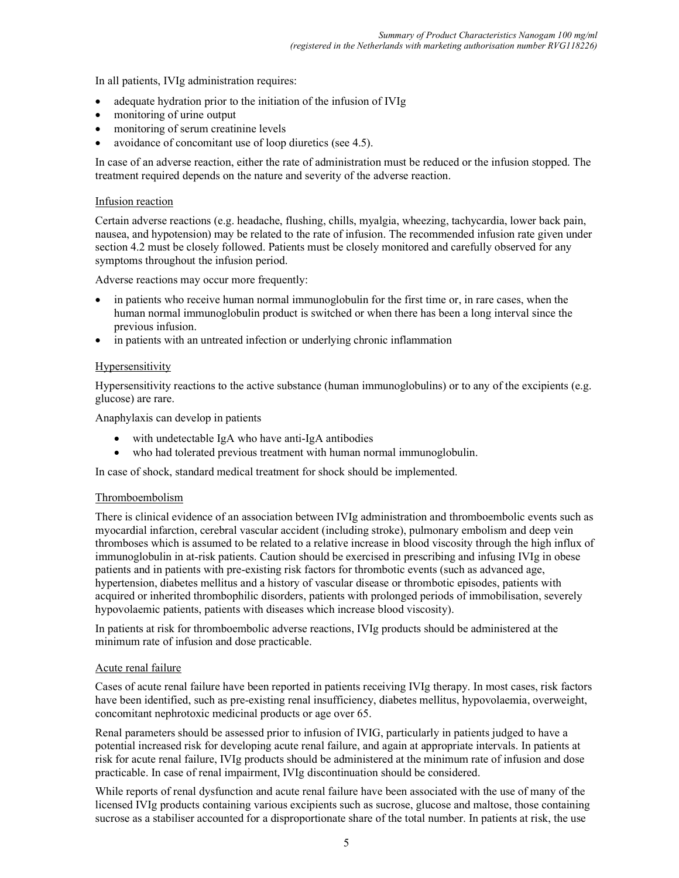In all patients, IVIg administration requires:

- adequate hydration prior to the initiation of the infusion of IVIg
- monitoring of urine output
- monitoring of serum creatinine levels
- avoidance of concomitant use of loop diuretics (see 4.5).

In case of an adverse reaction, either the rate of administration must be reduced or the infusion stopped. The treatment required depends on the nature and severity of the adverse reaction.

Infusion reaction

Certain adverse reactions (e.g. headache, flushing, chills, myalgia, wheezing, tachycardia, lower back pain, nausea, and hypotension) may be related to the rate of infusion. The recommended infusion rate given under section 4.2 must be closely followed. Patients must be closely monitored and carefully observed for any symptoms throughout the infusion period.

Adverse reactions may occur more frequently:

- in patients who receive human normal immunoglobulin for the first time or, in rare cases, when the human normal immunoglobulin product is switched or when there has been a long interval since the previous infusion.
- in patients with an untreated infection or underlying chronic inflammation

Hypersensitivity

Hypersensitivity reactions to the active substance (human immunoglobulins) or to any of the excipients (e.g. glucose) are rare.

Anaphylaxis can develop in patients

- with undetectable IgA who have anti-IgA antibodies
- who had tolerated previous treatment with human normal immunoglobulin.

In case of shock, standard medical treatment for shock should be implemented.

Thromboembolism

There is clinical evidence of an association between IVIg administration and thromboembolic events such as myocardial infarction, cerebral vascular accident (including stroke), pulmonary embolism and deep vein thromboses which is assumed to be related to a relative increase in blood viscosity through the high influx of immunoglobulin in at-risk patients. Caution should be exercised in prescribing and infusing IVIg in obese patients and in patients with pre-existing risk factors for thrombotic events (such as advanced age, hypertension, diabetes mellitus and a history of vascular disease or thrombotic episodes, patients with acquired or inherited thrombophilic disorders, patients with prolonged periods of immobilisation, severely hypovolaemic patients, patients with diseases which increase blood viscosity).

In patients at risk for thromboembolic adverse reactions, IVIg products should be administered at the minimum rate of infusion and dose practicable.

Acute renal failure

Cases of acute renal failure have been reported in patients receiving IVIg therapy. In most cases, risk factors have been identified, such as pre-existing renal insufficiency, diabetes mellitus, hypovolaemia, overweight, concomitant nephrotoxic medicinal products or age over 65.

Renal parameters should be assessed prior to infusion of IVIG, particularly in patients judged to have a potential increased risk for developing acute renal failure, and again at appropriate intervals. In patients at risk for acute renal failure, IVIg products should be administered at the minimum rate of infusion and dose practicable. In case of renal impairment, IVIg discontinuation should be considered.

While reports of renal dysfunction and acute renal failure have been associated with the use of many of the licensed IVIg products containing various excipients such as sucrose, glucose and maltose, those containing sucrose as a stabiliser accounted for a disproportionate share of the total number. In patients at risk, the use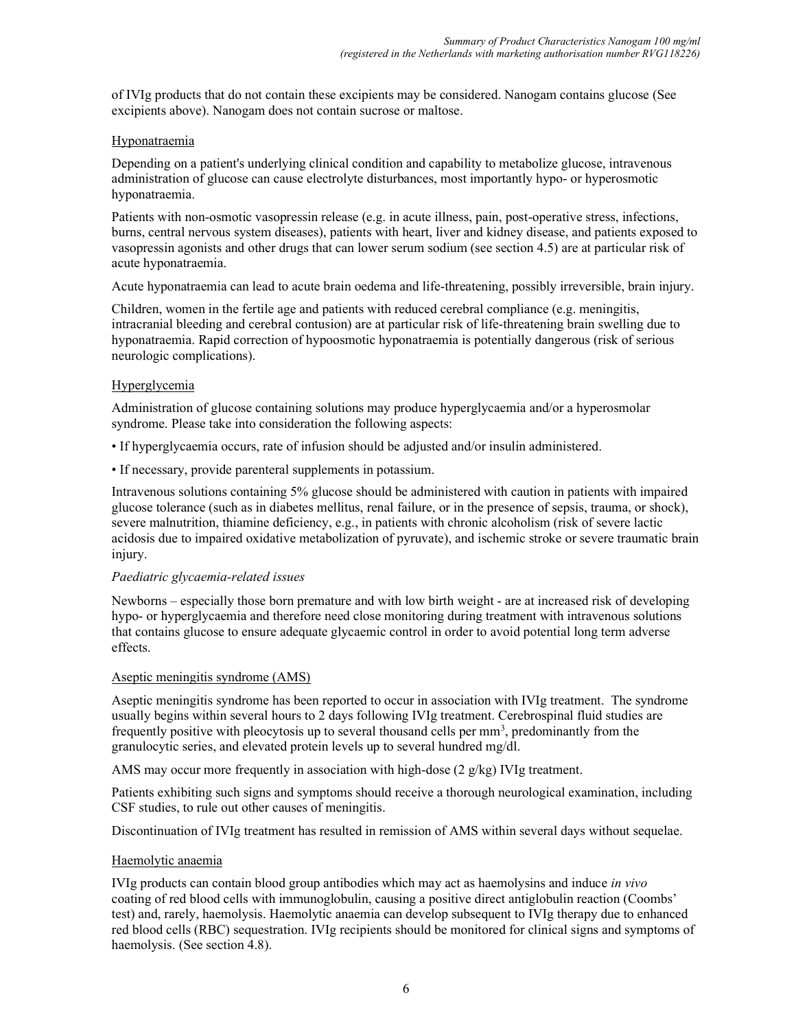of IVIg products that do not contain these excipients may be considered. Nanogam contains glucose (See excipients above). Nanogam does not contain sucrose or maltose.

Hyponatraemia

Depending on a patient's underlying clinical condition and capability to metabolize glucose, intravenous administration of glucose can cause electrolyte disturbances, most importantly hypo- or hyperosmotic hyponatraemia.

Patients with non-osmotic vasopressin release (e.g. in acute illness, pain, post-operative stress, infections, burns, central nervous system diseases), patients with heart, liver and kidney disease, and patients exposed to vasopressin agonists and other drugs that can lower serum sodium (see section 4.5) are at particular risk of acute hyponatraemia.

Acute hyponatraemia can lead to acute brain oedema and life-threatening, possibly irreversible, brain injury.

Children, women in the fertile age and patients with reduced cerebral compliance (e.g. meningitis, intracranial bleeding and cerebral contusion) are at particular risk of life-threatening brain swelling due to hyponatraemia. Rapid correction of hypoosmotic hyponatraemia is potentially dangerous (risk of serious neurologic complications).

Hyperglycemia

Administration of glucose containing solutions may produce hyperglycaemia and/or a hyperosmolar syndrome. Please take into consideration the following aspects:

- If hyperglycaemia occurs, rate of infusion should be adjusted and/or insulin administered.
- If necessary, provide parenteral supplements in potassium.

Intravenous solutions containing 5% glucose should be administered with caution in patients with impaired glucose tolerance (such as in diabetes mellitus, renal failure, or in the presence of sepsis, trauma, or shock), severe malnutrition, thiamine deficiency, e.g., in patients with chronic alcoholism (risk of severe lactic acidosis due to impaired oxidative metabolization of pyruvate), and ischemic stroke or severe traumatic brain injury.

*Paediatric glycaemia-related issues*

Newborns – especially those born premature and with low birth weight - are at increased risk of developing hypo- or hyperglycaemia and therefore need close monitoring during treatment with intravenous solutions that contains glucose to ensure adequate glycaemic control in order to avoid potential long term adverse effects.

Aseptic meningitis syndrome (AMS)

Aseptic meningitis syndrome has been reported to occur in association with IVIg treatment. The syndrome usually begins within several hours to 2 days following IVIg treatment. Cerebrospinal fluid studies are frequently positive with pleocytosis up to several thousand cells per $mm^3$, predominantly from the granulocytic series, and elevated protein levels up to several hundred mg/dl.

AMS may occur more frequently in association with high-dose (2 g/kg) IVIg treatment.

Patients exhibiting such signs and symptoms should receive a thorough neurological examination, including CSF studies, to rule out other causes of meningitis.

Discontinuation of IVIg treatment has resulted in remission of AMS within several days without sequelae.

Haemolytic anaemia

IVIg products can contain blood group antibodies which may act as haemolysins and induce *in vivo* coating of red blood cells with immunoglobulin, causing a positive direct antiglobulin reaction (Coombs' test) and, rarely, haemolysis. Haemolytic anaemia can develop subsequent to IVIg therapy due to enhanced red blood cells (RBC) sequestration. IVIg recipients should be monitored for clinical signs and symptoms of haemolysis. (See section 4.8).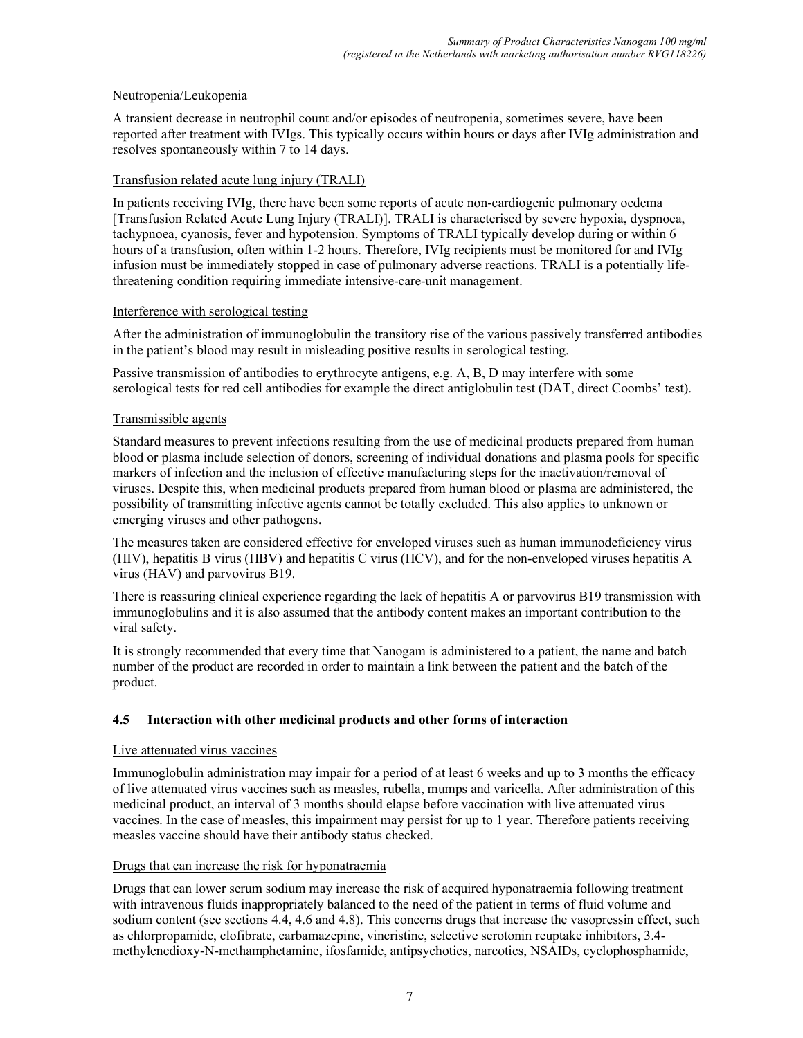Neutropenia/Leukopenia

A transient decrease in neutrophil count and/or episodes of neutropenia, sometimes severe, have been reported after treatment with IVIgs. This typically occurs within hours or days after IVIg administration and resolves spontaneously within 7 to 14 days.

Transfusion related acute lung injury (TRALI)

In patients receiving IVIg, there have been some reports of acute non-cardiogenic pulmonary oedema [Transfusion Related Acute Lung Injury (TRALI)]. TRALI is characterised by severe hypoxia, dyspnoea, tachypnoea, cyanosis, fever and hypotension. Symptoms of TRALI typically develop during or within 6 hours of a transfusion, often within 1-2 hours. Therefore, IVIg recipients must be monitored for and IVIg infusion must be immediately stopped in case of pulmonary adverse reactions. TRALI is a potentially life-threatening condition requiring immediate intensive-care-unit management.

Interference with serological testing

After the administration of immunoglobulin the transitory rise of the various passively transferred antibodies in the patient's blood may result in misleading positive results in serological testing.

Passive transmission of antibodies to erythrocyte antigens, e.g. A, B, D may interfere with some serological tests for red cell antibodies for example the direct antiglobulin test (DAT, direct Coombs' test).

Transmissible agents

Standard measures to prevent infections resulting from the use of medicinal products prepared from human blood or plasma include selection of donors, screening of individual donations and plasma pools for specific markers of infection and the inclusion of effective manufacturing steps for the inactivation/removal of viruses. Despite this, when medicinal products prepared from human blood or plasma are administered, the possibility of transmitting infective agents cannot be totally excluded. This also applies to unknown or emerging viruses and other pathogens.

The measures taken are considered effective for enveloped viruses such as human immunodeficiency virus (HIV), hepatitis B virus (HBV) and hepatitis C virus (HCV), and for the non-enveloped viruses hepatitis A virus (HAV) and parvovirus B19.

There is reassuring clinical experience regarding the lack of hepatitis A or parvovirus B19 transmission with immunoglobulins and it is also assumed that the antibody content makes an important contribution to the viral safety.

It is strongly recommended that every time that Nanogam is administered to a patient, the name and batch number of the product are recorded in order to maintain a link between the patient and the batch of the product.

## 4.5 Interaction with other medicinal products and other forms of interaction

Live attenuated virus vaccines

Immunoglobulin administration may impair for a period of at least 6 weeks and up to 3 months the efficacy of live attenuated virus vaccines such as measles, rubella, mumps and varicella. After administration of this medicinal product, an interval of 3 months should elapse before vaccination with live attenuated virus vaccines. In the case of measles, this impairment may persist for up to 1 year. Therefore patients receiving measles vaccine should have their antibody status checked.

Drugs that can increase the risk for hyponatraemia

Drugs that can lower serum sodium may increase the risk of acquired hyponatraemia following treatment with intravenous fluids inappropriately balanced to the need of the patient in terms of fluid volume and sodium content (see sections 4.4, 4.6 and 4.8). This concerns drugs that increase the vasopressin effect, such as chlorpropamide, clofibrate, carbamazepine, vincristine, selective serotonin reuptake inhibitors, 3.4-methylenedioxy-N-methamphetamine, ifosfamide, antipsychotics, narcotics, NSAIDs, cyclophosphamide,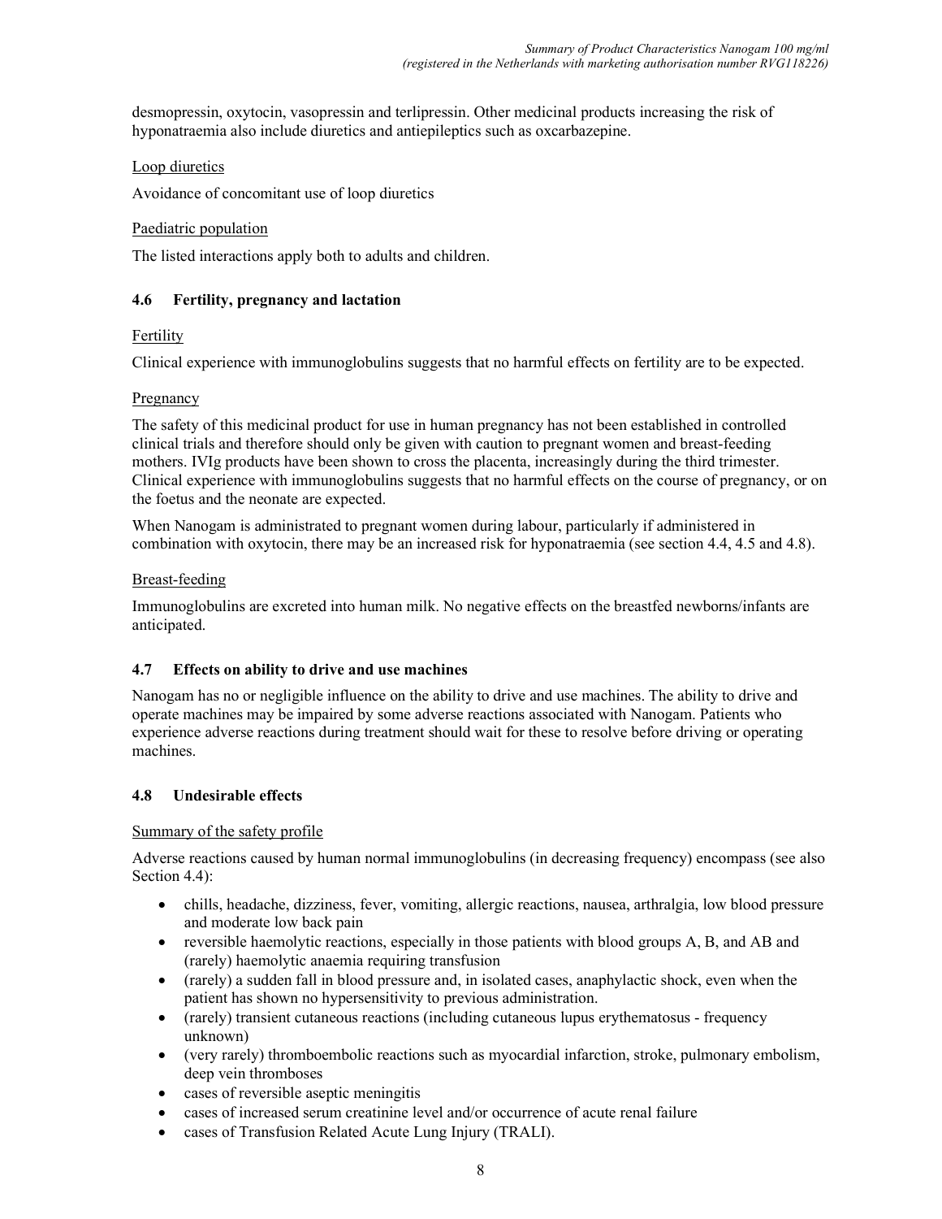desmopressin, oxytocin, vasopressin and terlipressin. Other medicinal products increasing the risk of hyponatraemia also include diuretics and antiepileptics such as oxcarbazepine.

Loop diuretics

Avoidance of concomitant use of loop diuretics

Paediatric population

The listed interactions apply both to adults and children.

## 4.6 Fertility, pregnancy and lactation

Fertility

Clinical experience with immunoglobulins suggests that no harmful effects on fertility are to be expected.

Pregnancy

The safety of this medicinal product for use in human pregnancy has not been established in controlled clinical trials and therefore should only be given with caution to pregnant women and breast-feeding mothers. IVIg products have been shown to cross the placenta, increasingly during the third trimester. Clinical experience with immunoglobulins suggests that no harmful effects on the course of pregnancy, or on the foetus and the neonate are expected.

When Nanogam is administrated to pregnant women during labour, particularly if administered in combination with oxytocin, there may be an increased risk for hyponatraemia (see section 4.4, 4.5 and 4.8).

Breast-feeding

Immunoglobulins are excreted into human milk. No negative effects on the breastfed newborns/infants are anticipated.

## 4.7 Effects on ability to drive and use machines

Nanogam has no or negligible influence on the ability to drive and use machines. The ability to drive and operate machines may be impaired by some adverse reactions associated with Nanogam. Patients who experience adverse reactions during treatment should wait for these to resolve before driving or operating machines.

## 4.8 Undesirable effects

Summary of the safety profile

Adverse reactions caused by human normal immunoglobulins (in decreasing frequency) encompass (see also Section 4.4):

- chills, headache, dizziness, fever, vomiting, allergic reactions, nausea, arthralgia, low blood pressure and moderate low back pain
- reversible haemolytic reactions, especially in those patients with blood groups A, B, and AB and (rarely) haemolytic anaemia requiring transfusion
- (rarely) a sudden fall in blood pressure and, in isolated cases, anaphylactic shock, even when the patient has shown no hypersensitivity to previous administration.
- (rarely) transient cutaneous reactions (including cutaneous lupus erythematosus - frequency unknown)
- (very rarely) thromboembolic reactions such as myocardial infarction, stroke, pulmonary embolism, deep vein thromboses
- cases of reversible aseptic meningitis
- cases of increased serum creatinine level and/or occurrence of acute renal failure
- cases of Transfusion Related Acute Lung Injury (TRALI).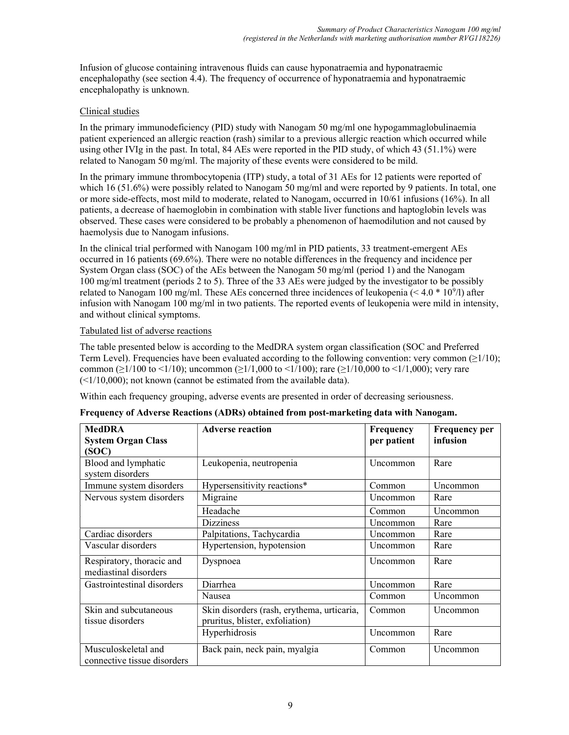Infusion of glucose containing intravenous fluids can cause hyponatraemia and hyponatraemic encephalopathy (see section 4.4). The frequency of occurrence of hyponatraemia and hyponatraemic encephalopathy is unknown.

Clinical studies

In the primary immunodeficiency (PID) study with Nanogam 50 mg/ml one hypogammaglobulinaemia patient experienced an allergic reaction (rash) similar to a previous allergic reaction which occurred while using other IVIg in the past. In total, 84 AEs were reported in the PID study, of which 43 (51.1%) were related to Nanogam 50 mg/ml. The majority of these events were considered to be mild.

In the primary immune thrombocytopenia (ITP) study, a total of 31 AEs for 12 patients were reported of which 16 (51.6%) were possibly related to Nanogam 50 mg/ml and were reported by 9 patients. In total, one or more side-effects, most mild to moderate, related to Nanogam, occurred in 10/61 infusions (16%). In all patients, a decrease of haemoglobin in combination with stable liver functions and haptoglobin levels was observed. These cases were considered to be probably a phenomenon of haemodilution and not caused by haemolysis due to Nanogam infusions.

In the clinical trial performed with Nanogam 100 mg/ml in PID patients, 33 treatment-emergent AEs occurred in 16 patients (69.6%). There were no notable differences in the frequency and incidence per System Organ class (SOC) of the AEs between the Nanogam 50 mg/ml (period 1) and the Nanogam 100 mg/ml treatment (periods 2 to 5). Three of the 33 AEs were judged by the investigator to be possibly related to Nanogam 100 mg/ml. These AEs concerned three incidences of leukopenia ($< 4.0 * 10^9$/l) after infusion with Nanogam 100 mg/ml in two patients. The reported events of leukopenia were mild in intensity, and without clinical symptoms.

Tabulated list of adverse reactions

The table presented below is according to the MedDRA system organ classification (SOC and Preferred Term Level). Frequencies have been evaluated according to the following convention: very common (≥1/10); common (≥1/100 to <1/10); uncommon (≥1/1,000 to <1/100); rare (≥1/10,000 to <1/1,000); very rare (<1/10,000); not known (cannot be estimated from the available data).

Within each frequency grouping, adverse events are presented in order of decreasing seriousness.

**Frequency of Adverse Reactions (ADRs) obtained from post-marketing data with Nanogam.**

| MedDRA System Organ Class (SOC) | Adverse reaction | Frequency per patient | Frequency per infusion |
|---|---|---|---|
| Blood and lymphatic system disorders | Leukopenia, neutropenia | Uncommon | Rare |
| Immune system disorders | Hypersensitivity reactions* | Common | Uncommon |
| Nervous system disorders | Migraine | Uncommon | Rare |
| | Headache | Common | Uncommon |
| | Dizziness | Uncommon | Rare |
| Cardiac disorders | Palpitations, Tachycardia | Uncommon | Rare |
| Vascular disorders | Hypertension, hypotension | Uncommon | Rare |
| Respiratory, thoracic and mediastinal disorders | Dyspnoea | Uncommon | Rare |
| Gastrointestinal disorders | Diarrhea | Uncommon | Rare |
| | Nausea | Common | Uncommon |
| Skin and subcutaneous tissue disorders | Skin disorders (rash, erythema, urticaria, pruritus, blister, exfoliation) | Common | Uncommon |
| | Hyperhidrosis | Uncommon | Rare |
| Musculoskeletal and connective tissue disorders | Back pain, neck pain, myalgia | Common | Uncommon |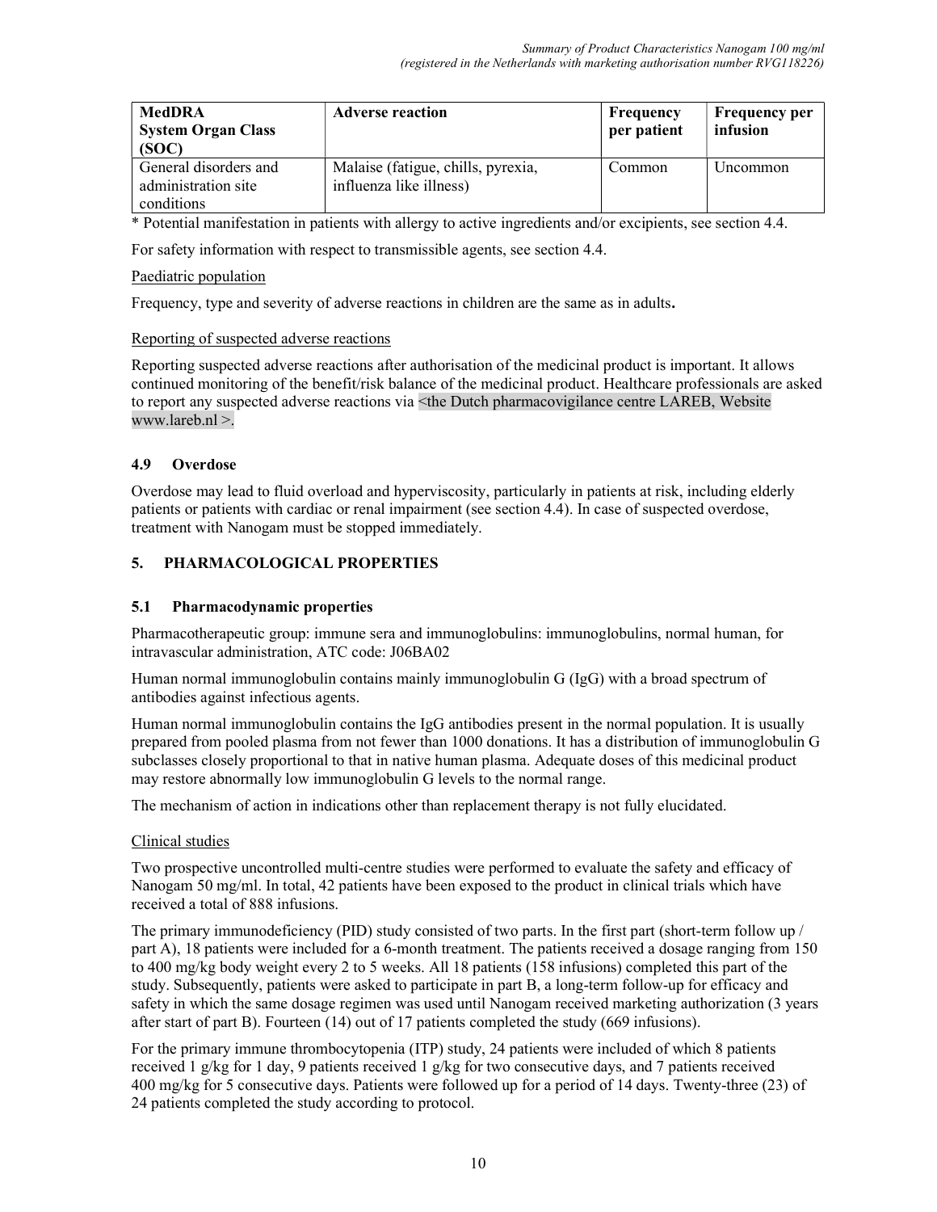| MedDRA System Organ Class (SOC) | Adverse reaction | Frequency per patient | Frequency per infusion |
|---|---|---|---|
| General disorders and administration site conditions | Malaise (fatigue, chills, pyrexia, influenza like illness) | Common | Uncommon |

* Potential manifestation in patients with allergy to active ingredients and/or excipients, see section 4.4.

For safety information with respect to transmissible agents, see section 4.4.

Paediatric population

Frequency, type and severity of adverse reactions in children are the same as in adults**.**

Reporting of suspected adverse reactions

Reporting suspected adverse reactions after authorisation of the medicinal product is important. It allows continued monitoring of the benefit/risk balance of the medicinal product. Healthcare professionals are asked to report any suspected adverse reactions via <the Dutch pharmacovigilance centre LAREB, Website www.lareb.nl >.

### 4.9 Overdose

Overdose may lead to fluid overload and hyperviscosity, particularly in patients at risk, including elderly patients or patients with cardiac or renal impairment (see section 4.4). In case of suspected overdose, treatment with Nanogam must be stopped immediately.

## 5. PHARMACOLOGICAL PROPERTIES

### 5.1 Pharmacodynamic properties

Pharmacotherapeutic group: immune sera and immunoglobulins: immunoglobulins, normal human, for intravascular administration, ATC code: J06BA02

Human normal immunoglobulin contains mainly immunoglobulin G (IgG) with a broad spectrum of antibodies against infectious agents.

Human normal immunoglobulin contains the IgG antibodies present in the normal population. It is usually prepared from pooled plasma from not fewer than 1000 donations. It has a distribution of immunoglobulin G subclasses closely proportional to that in native human plasma. Adequate doses of this medicinal product may restore abnormally low immunoglobulin G levels to the normal range.

The mechanism of action in indications other than replacement therapy is not fully elucidated.

Clinical studies

Two prospective uncontrolled multi-centre studies were performed to evaluate the safety and efficacy of Nanogam 50 mg/ml. In total, 42 patients have been exposed to the product in clinical trials which have received a total of 888 infusions.

The primary immunodeficiency (PID) study consisted of two parts. In the first part (short-term follow up / part A), 18 patients were included for a 6-month treatment. The patients received a dosage ranging from 150 to 400 mg/kg body weight every 2 to 5 weeks. All 18 patients (158 infusions) completed this part of the study. Subsequently, patients were asked to participate in part B, a long-term follow-up for efficacy and safety in which the same dosage regimen was used until Nanogam received marketing authorization (3 years after start of part B). Fourteen (14) out of 17 patients completed the study (669 infusions).

For the primary immune thrombocytopenia (ITP) study, 24 patients were included of which 8 patients received 1 g/kg for 1 day, 9 patients received 1 g/kg for two consecutive days, and 7 patients received 400 mg/kg for 5 consecutive days. Patients were followed up for a period of 14 days. Twenty-three (23) of 24 patients completed the study according to protocol.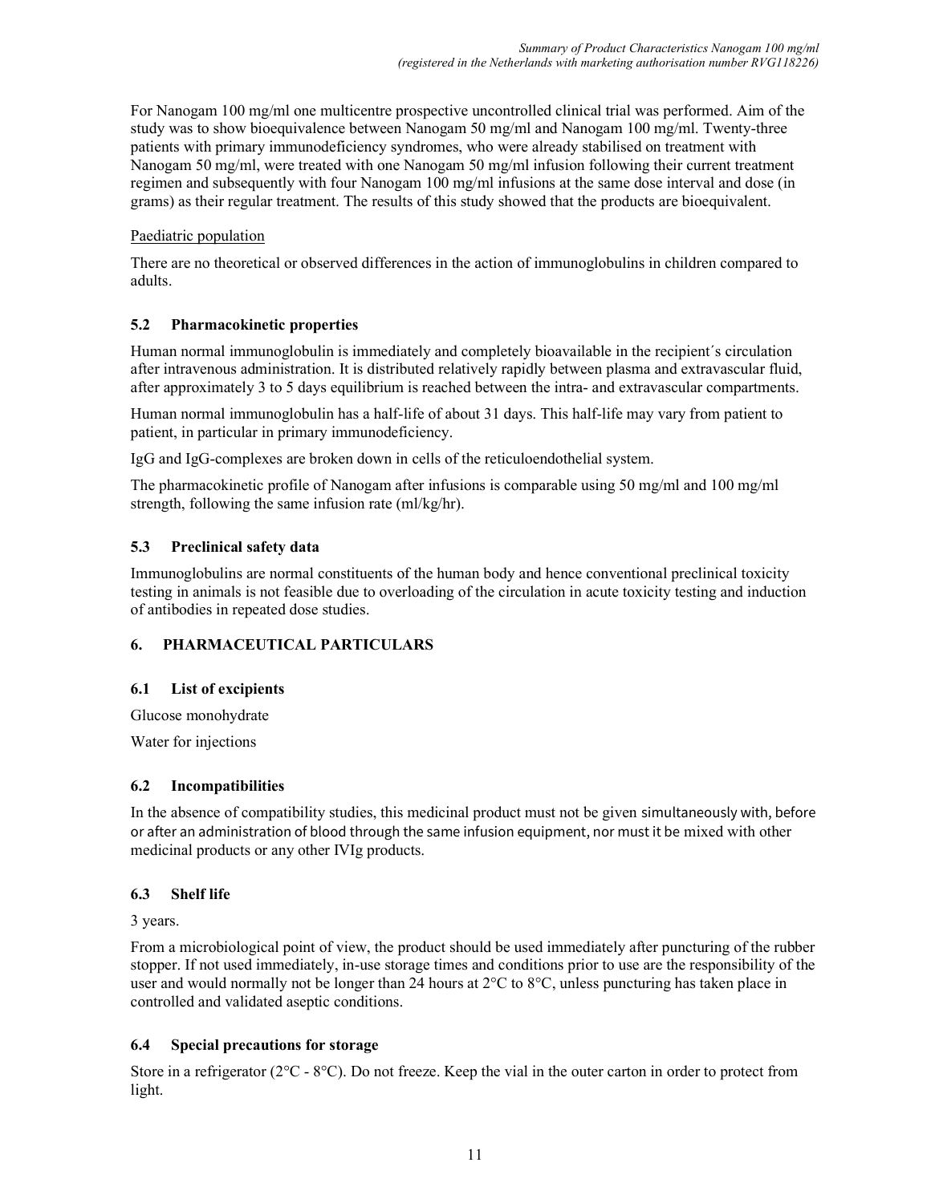For Nanogam 100 mg/ml one multicentre prospective uncontrolled clinical trial was performed. Aim of the study was to show bioequivalence between Nanogam 50 mg/ml and Nanogam 100 mg/ml. Twenty-three patients with primary immunodeficiency syndromes, who were already stabilised on treatment with Nanogam 50 mg/ml, were treated with one Nanogam 50 mg/ml infusion following their current treatment regimen and subsequently with four Nanogam 100 mg/ml infusions at the same dose interval and dose (in grams) as their regular treatment. The results of this study showed that the products are bioequivalent.

Paediatric population

There are no theoretical or observed differences in the action of immunoglobulins in children compared to adults.

### 5.2 Pharmacokinetic properties

Human normal immunoglobulin is immediately and completely bioavailable in the recipient´s circulation after intravenous administration. It is distributed relatively rapidly between plasma and extravascular fluid, after approximately 3 to 5 days equilibrium is reached between the intra- and extravascular compartments.

Human normal immunoglobulin has a half-life of about 31 days. This half-life may vary from patient to patient, in particular in primary immunodeficiency.

IgG and IgG-complexes are broken down in cells of the reticuloendothelial system.

The pharmacokinetic profile of Nanogam after infusions is comparable using 50 mg/ml and 100 mg/ml strength, following the same infusion rate (ml/kg/hr).

### 5.3 Preclinical safety data

Immunoglobulins are normal constituents of the human body and hence conventional preclinical toxicity testing in animals is not feasible due to overloading of the circulation in acute toxicity testing and induction of antibodies in repeated dose studies.

## 6. PHARMACEUTICAL PARTICULARS

### 6.1 List of excipients

Glucose monohydrate

Water for injections

### 6.2 Incompatibilities

In the absence of compatibility studies, this medicinal product must not be given simultaneously with, before or after an administration of blood through the same infusion equipment, nor must it be mixed with other medicinal products or any other IVIg products.

### 6.3 Shelf life

3 years.

From a microbiological point of view, the product should be used immediately after puncturing of the rubber stopper. If not used immediately, in-use storage times and conditions prior to use are the responsibility of the user and would normally not be longer than 24 hours at 2°C to 8°C, unless puncturing has taken place in controlled and validated aseptic conditions.

### 6.4 Special precautions for storage

Store in a refrigerator (2°C - 8°C). Do not freeze. Keep the vial in the outer carton in order to protect from light.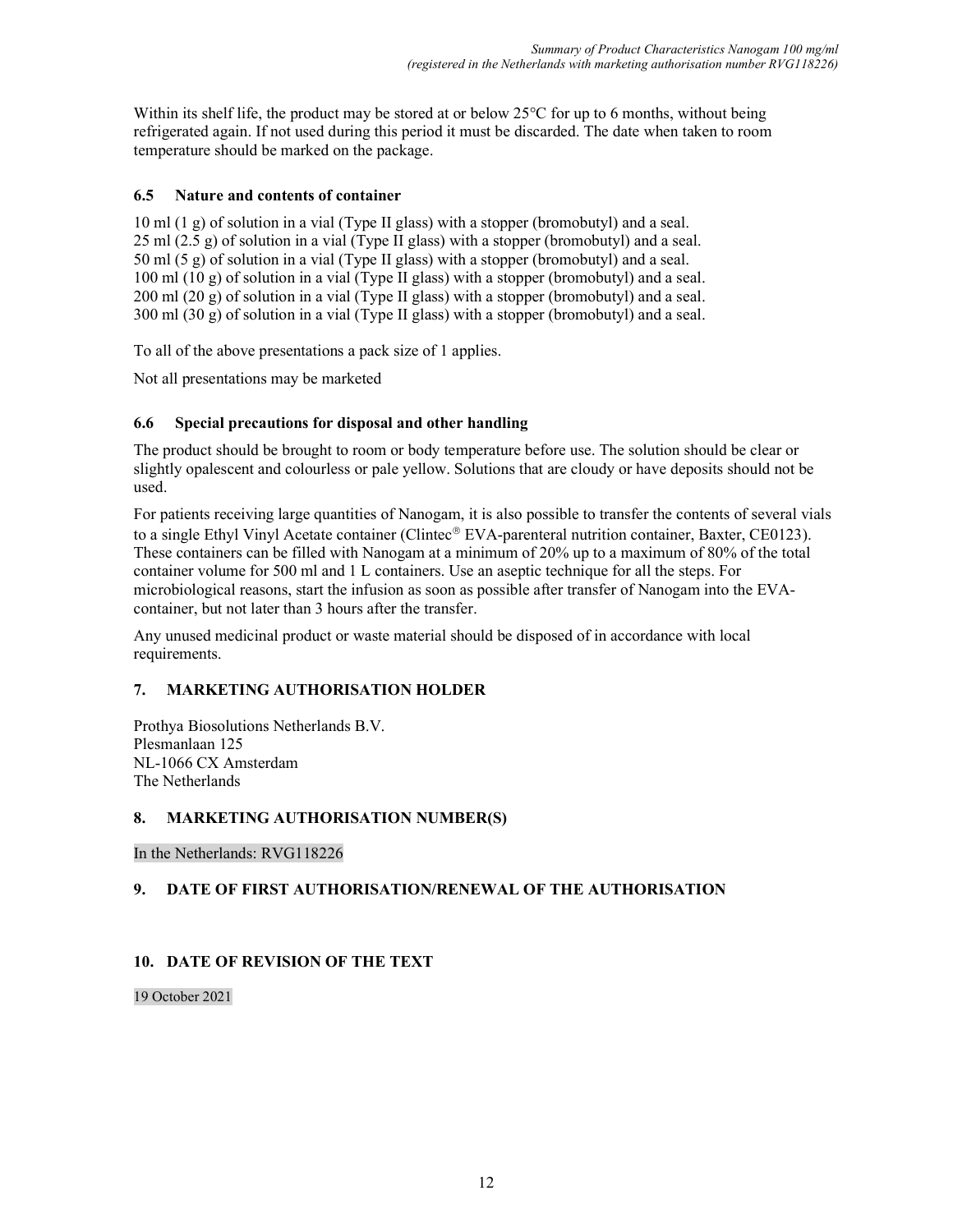Within its shelf life, the product may be stored at or below 25°C for up to 6 months, without being refrigerated again. If not used during this period it must be discarded. The date when taken to room temperature should be marked on the package.

### 6.5 Nature and contents of container

10 ml (1 g) of solution in a vial (Type II glass) with a stopper (bromobutyl) and a seal.
25 ml (2.5 g) of solution in a vial (Type II glass) with a stopper (bromobutyl) and a seal.
50 ml (5 g) of solution in a vial (Type II glass) with a stopper (bromobutyl) and a seal.
100 ml (10 g) of solution in a vial (Type II glass) with a stopper (bromobutyl) and a seal.
200 ml (20 g) of solution in a vial (Type II glass) with a stopper (bromobutyl) and a seal.
300 ml (30 g) of solution in a vial (Type II glass) with a stopper (bromobutyl) and a seal.

To all of the above presentations a pack size of 1 applies.

Not all presentations may be marketed

### 6.6 Special precautions for disposal and other handling

The product should be brought to room or body temperature before use. The solution should be clear or slightly opalescent and colourless or pale yellow. Solutions that are cloudy or have deposits should not be used.

For patients receiving large quantities of Nanogam, it is also possible to transfer the contents of several vials to a single Ethyl Vinyl Acetate container (Clintec® EVA-parenteral nutrition container, Baxter, CE0123). These containers can be filled with Nanogam at a minimum of 20% up to a maximum of 80% of the total container volume for 500 ml and 1 L containers. Use an aseptic technique for all the steps. For microbiological reasons, start the infusion as soon as possible after transfer of Nanogam into the EVA-container, but not later than 3 hours after the transfer.

Any unused medicinal product or waste material should be disposed of in accordance with local requirements.

## 7. MARKETING AUTHORISATION HOLDER

Prothya Biosolutions Netherlands B.V.
Plesmanlaan 125
NL-1066 CX Amsterdam
The Netherlands

## 8. MARKETING AUTHORISATION NUMBER(S)

In the Netherlands: RVG118226

## 9. DATE OF FIRST AUTHORISATION/RENEWAL OF THE AUTHORISATION

## 10. DATE OF REVISION OF THE TEXT

19 October 2021